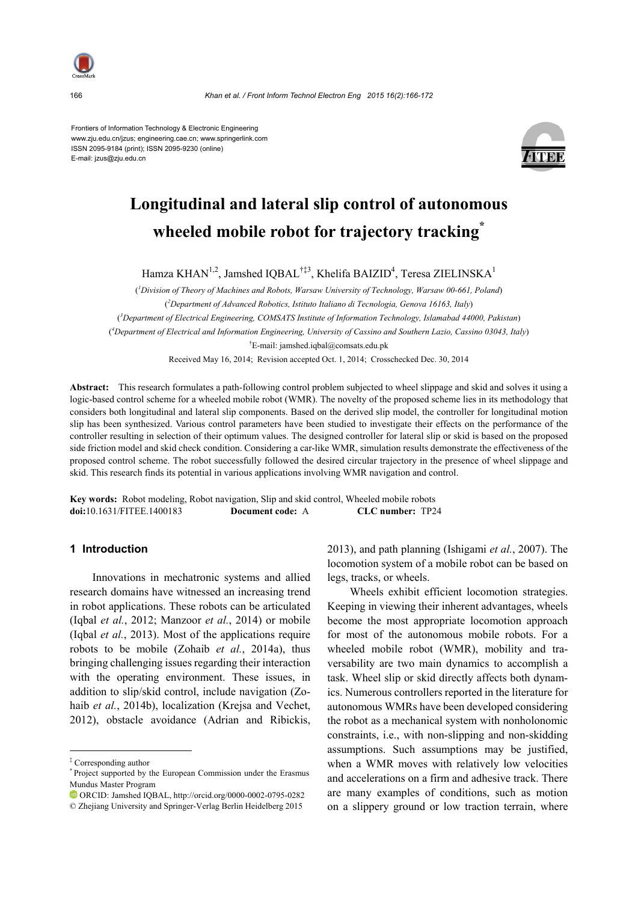Frontiers of Information Technology & Electronic Engineering
www.zju.edu.cn/jzus; engineering.cae.cn; www.springerlink.com
ISSN 2095-9184 (print); ISSN 2095-9230 (online)
E-mail: jzus@zju.edu.cn

# Longitudinal and lateral slip control of autonomous wheeled mobile robot for trajectory tracking*

Hamza KHAN[1,2], Jamshed IQBAL[†‡3], Khelifa BAIZID[4], Teresa ZIELINSKA[1]

([1]*Division of Theory of Machines and Robots, Warsaw University of Technology, Warsaw 00-661, Poland*)

([2]*Department of Advanced Robotics, Istituto Italiano di Tecnologia, Genova 16163, Italy*)

([3]*Department of Electrical Engineering, COMSATS Institute of Information Technology, Islamabad 44000, Pakistan*)

([4]*Department of Electrical and Information Engineering, University of Cassino and Southern Lazio, Cassino 03043, Italy*)

[†]E-mail: jamshed.iqbal@comsats.edu.pk

Received May 16, 2014; Revision accepted Oct. 1, 2014; Crosschecked Dec. 30, 2014

**Abstract:** This research formulates a path-following control problem subjected to wheel slippage and skid and solves it using a logic-based control scheme for a wheeled mobile robot (WMR). The novelty of the proposed scheme lies in its methodology that considers both longitudinal and lateral slip components. Based on the derived slip model, the controller for longitudinal motion slip has been synthesized. Various control parameters have been studied to investigate their effects on the performance of the controller resulting in selection of their optimum values. The designed controller for lateral slip or skid is based on the proposed side friction model and skid check condition. Considering a car-like WMR, simulation results demonstrate the effectiveness of the proposed control scheme. The robot successfully followed the desired circular trajectory in the presence of wheel slippage and skid. This research finds its potential in various applications involving WMR navigation and control.

**Key words:** Robot modeling, Robot navigation, Slip and skid control, Wheeled mobile robots
**doi:**10.1631/FITEE.1400183 **Document code:** A **CLC number:** TP24

## 1 Introduction

Innovations in mechatronic systems and allied research domains have witnessed an increasing trend in robot applications. These robots can be articulated (Iqbal *et al.*, 2012; Manzoor *et al.*, 2014) or mobile (Iqbal *et al.*, 2013). Most of the applications require robots to be mobile (Zohaib *et al.*, 2014a), thus bringing challenging issues regarding their interaction with the operating environment. These issues, in addition to slip/skid control, include navigation (Zohaib *et al.*, 2014b), localization (Krejsa and Vechet, 2012), obstacle avoidance (Adrian and Ribickis, 2013), and path planning (Ishigami *et al.*, 2007). The locomotion system of a mobile robot can be based on legs, tracks, or wheels.

Wheels exhibit efficient locomotion strategies. Keeping in viewing their inherent advantages, wheels become the most appropriate locomotion approach for most of the autonomous mobile robots. For a wheeled mobile robot (WMR), mobility and traversability are two main dynamics to accomplish a task. Wheel slip or skid directly affects both dynamics. Numerous controllers reported in the literature for autonomous WMRs have been developed considering the robot as a mechanical system with nonholonomic constraints, i.e., with non-slipping and non-skidding assumptions. Such assumptions may be justified, when a WMR moves with relatively low velocities and accelerations on a firm and adhesive track. There are many examples of conditions, such as motion on a slippery ground or low traction terrain, where

---

‡ Corresponding author
\* Project supported by the European Commission under the Erasmus Mundus Master Program
ORCID: Jamshed IQBAL, http://orcid.org/0000-0002-0795-0282
© Zhejiang University and Springer-Verlag Berlin Heidelberg 2015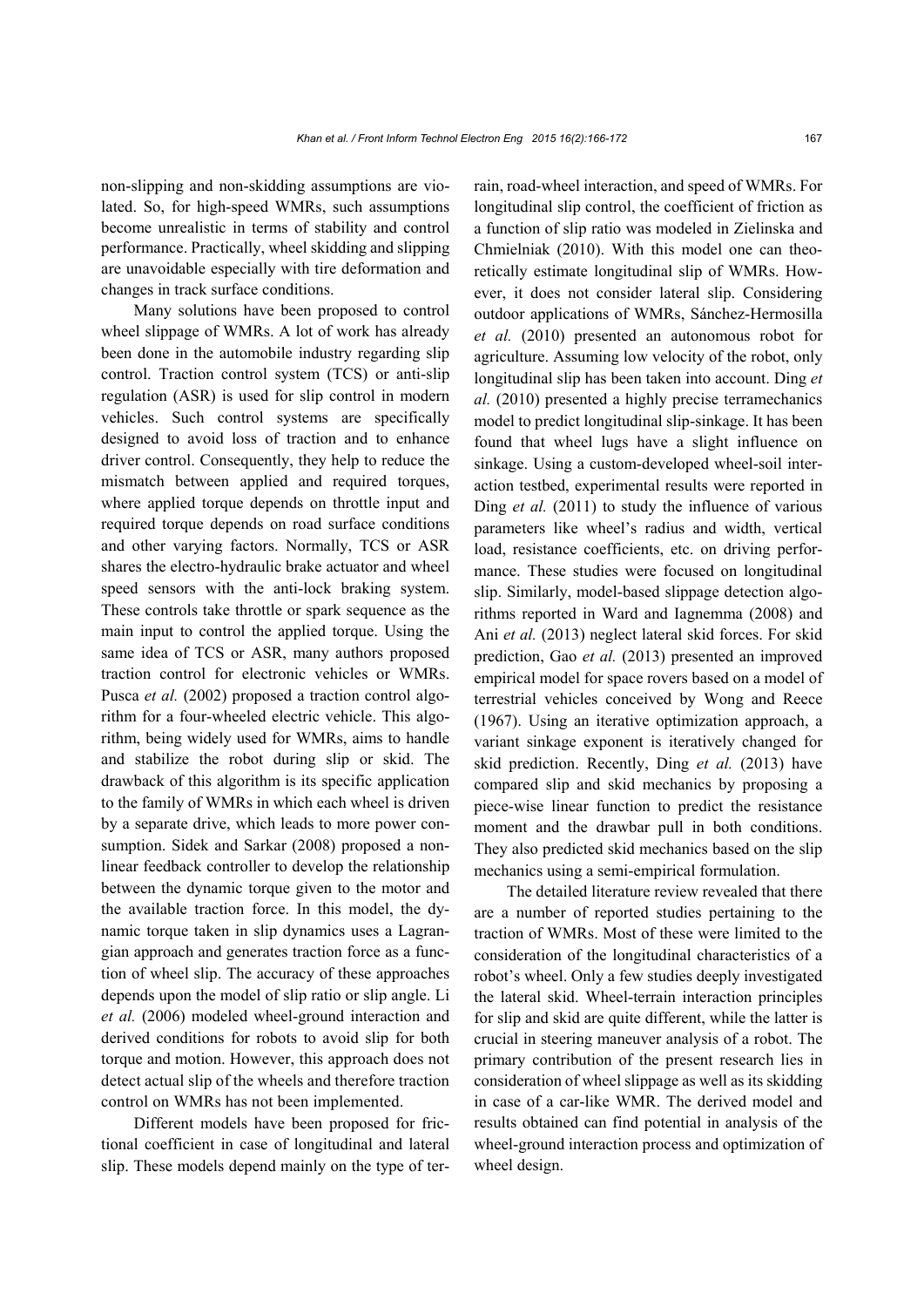non-slipping and non-skidding assumptions are violated. So, for high-speed WMRs, such assumptions become unrealistic in terms of stability and control performance. Practically, wheel skidding and slipping are unavoidable especially with tire deformation and changes in track surface conditions.

Many solutions have been proposed to control wheel slippage of WMRs. A lot of work has already been done in the automobile industry regarding slip control. Traction control system (TCS) or anti-slip regulation (ASR) is used for slip control in modern vehicles. Such control systems are specifically designed to avoid loss of traction and to enhance driver control. Consequently, they help to reduce the mismatch between applied and required torques, where applied torque depends on throttle input and required torque depends on road surface conditions and other varying factors. Normally, TCS or ASR shares the electro-hydraulic brake actuator and wheel speed sensors with the anti-lock braking system. These controls take throttle or spark sequence as the main input to control the applied torque. Using the same idea of TCS or ASR, many authors proposed traction control for electronic vehicles or WMRs. Pusca *et al.* (2002) proposed a traction control algorithm for a four-wheeled electric vehicle. This algorithm, being widely used for WMRs, aims to handle and stabilize the robot during slip or skid. The drawback of this algorithm is its specific application to the family of WMRs in which each wheel is driven by a separate drive, which leads to more power consumption. Sidek and Sarkar (2008) proposed a nonlinear feedback controller to develop the relationship between the dynamic torque given to the motor and the available traction force. In this model, the dynamic torque taken in slip dynamics uses a Lagrangian approach and generates traction force as a function of wheel slip. The accuracy of these approaches depends upon the model of slip ratio or slip angle. Li *et al.* (2006) modeled wheel-ground interaction and derived conditions for robots to avoid slip for both torque and motion. However, this approach does not detect actual slip of the wheels and therefore traction control on WMRs has not been implemented.

Different models have been proposed for frictional coefficient in case of longitudinal and lateral slip. These models depend mainly on the type of terrain, road-wheel interaction, and speed of WMRs. For longitudinal slip control, the coefficient of friction as a function of slip ratio was modeled in Zielinska and Chmielniak (2010). With this model one can theoretically estimate longitudinal slip of WMRs. However, it does not consider lateral slip. Considering outdoor applications of WMRs, Sánchez-Hermosilla *et al.* (2010) presented an autonomous robot for agriculture. Assuming low velocity of the robot, only longitudinal slip has been taken into account. Ding *et al.* (2010) presented a highly precise terramechanics model to predict longitudinal slip-sinkage. It has been found that wheel lugs have a slight influence on sinkage. Using a custom-developed wheel-soil interaction testbed, experimental results were reported in Ding *et al.* (2011) to study the influence of various parameters like wheel's radius and width, vertical load, resistance coefficients, etc. on driving performance. These studies were focused on longitudinal slip. Similarly, model-based slippage detection algorithms reported in Ward and Iagnemma (2008) and Ani *et al.* (2013) neglect lateral skid forces. For skid prediction, Gao *et al.* (2013) presented an improved empirical model for space rovers based on a model of terrestrial vehicles conceived by Wong and Reece (1967). Using an iterative optimization approach, a variant sinkage exponent is iteratively changed for skid prediction. Recently, Ding *et al.* (2013) have compared slip and skid mechanics by proposing a piece-wise linear function to predict the resistance moment and the drawbar pull in both conditions. They also predicted skid mechanics based on the slip mechanics using a semi-empirical formulation.

The detailed literature review revealed that there are a number of reported studies pertaining to the traction of WMRs. Most of these were limited to the consideration of the longitudinal characteristics of a robot's wheel. Only a few studies deeply investigated the lateral skid. Wheel-terrain interaction principles for slip and skid are quite different, while the latter is crucial in steering maneuver analysis of a robot. The primary contribution of the present research lies in consideration of wheel slippage as well as its skidding in case of a car-like WMR. The derived model and results obtained can find potential in analysis of the wheel-ground interaction process and optimization of wheel design.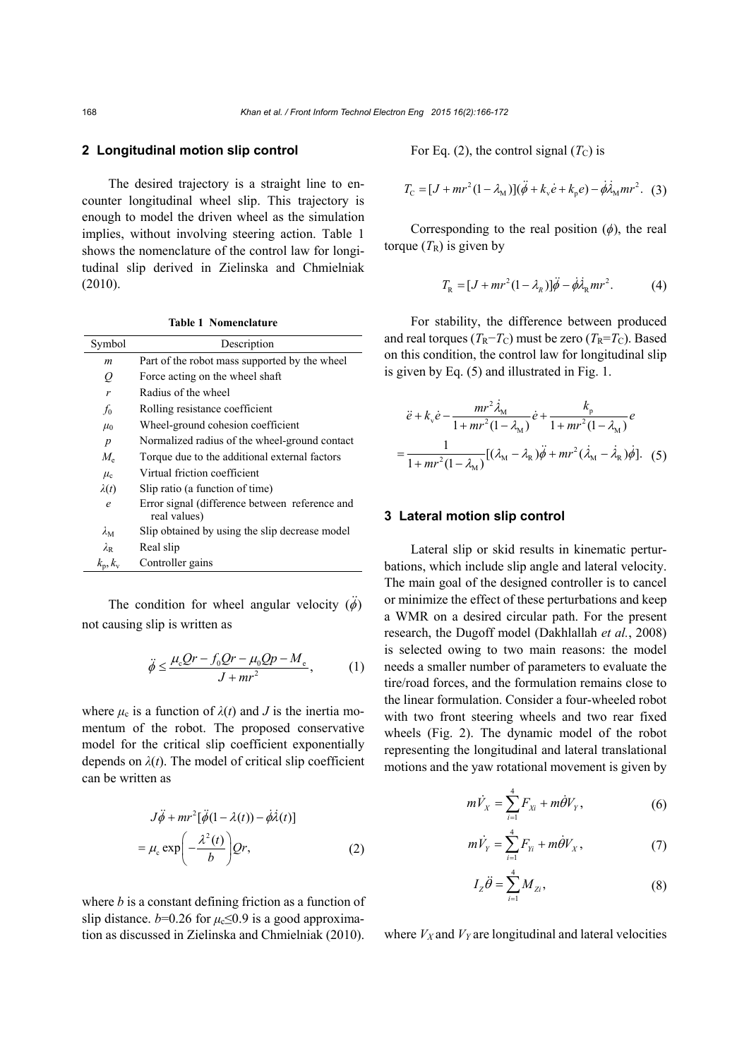## 2 Longitudinal motion slip control

The desired trajectory is a straight line to encounter longitudinal wheel slip. This trajectory is enough to model the driven wheel as the simulation implies, without involving steering action. Table 1 shows the nomenclature of the control law for longitudinal slip derived in Zielinska and Chmielniak (2010).

**Table 1 Nomenclature**

| Symbol | Description |
|---|---|
| $m$ | Part of the robot mass supported by the wheel |
| $Q$ | Force acting on the wheel shaft |
| $r$ | Radius of the wheel |
| $f_0$ | Rolling resistance coefficient |
| $\mu_0$ | Wheel-ground cohesion coefficient |
| $p$ | Normalized radius of the wheel-ground contact |
| $M_e$ | Torque due to the additional external factors |
| $\mu_c$ | Virtual friction coefficient |
| $\lambda(t)$ | Slip ratio (a function of time) |
| $e$ | Error signal (difference between reference and real values) |
| $\lambda_M$ | Slip obtained by using the slip decrease model |
| $\lambda_R$ | Real slip |
| $k_p$, $k_v$ | Controller gains |

The condition for wheel angular velocity ($\ddot{\phi}$) not causing slip is written as

$$\ddot{\phi} \leq \frac{\mu_c Qr - f_0 Qr - \mu_0 Qp - M_e}{J + mr^2}, \tag{1}$$

where $\mu_c$ is a function of $\lambda(t)$ and $J$ is the inertia momentum of the robot. The proposed conservative model for the critical slip coefficient exponentially depends on $\lambda(t)$. The model of critical slip coefficient can be written as

$$J\ddot{\phi} + mr^2[\ddot{\phi}(1-\lambda(t)) - \dot{\phi}\dot{\lambda}(t)] = \mu_c \exp\left(-\frac{\lambda^2(t)}{b}\right)Qr, \tag{2}$$

where $b$ is a constant defining friction as a function of slip distance. $b$=0.26 for $\mu_c \leq 0.9$ is a good approximation as discussed in Zielinska and Chmielniak (2010).

For Eq. (2), the control signal ($T_C$) is

$$T_C = [J + mr^2(1-\lambda_M)](\ddot{\phi} + k_v\dot{e} + k_p e) - \dot{\phi}\dot{\lambda}_M mr^2. \tag{3}$$

Corresponding to the real position ($\phi$), the real torque ($T_R$) is given by

$$T_R = [J + mr^2(1-\lambda_R)]\ddot{\phi} - \dot{\phi}\dot{\lambda}_R mr^2. \tag{4}$$

For stability, the difference between produced and real torques ($T_R - T_C$) must be zero ($T_R = T_C$). Based on this condition, the control law for longitudinal slip is given by Eq. (5) and illustrated in Fig. 1.

$$\ddot{e} + k_v\dot{e} - \frac{mr^2\dot{\lambda}_M}{1 + mr^2(1-\lambda_M)}\dot{e} + \frac{k_p}{1 + mr^2(1-\lambda_M)}e = \frac{1}{1 + mr^2(1-\lambda_M)}[(\lambda_M - \lambda_R)\ddot{\phi} + mr^2(\dot{\lambda}_M - \dot{\lambda}_R)\dot{\phi}]. \tag{5}$$

## 3 Lateral motion slip control

Lateral slip or skid results in kinematic perturbations, which include slip angle and lateral velocity. The main goal of the designed controller is to cancel or minimize the effect of these perturbations and keep a WMR on a desired circular path. For the present research, the Dugoff model (Dakhlallah *et al.*, 2008) is selected owing to two main reasons: the model needs a smaller number of parameters to evaluate the tire/road forces, and the formulation remains close to the linear formulation. Consider a four-wheeled robot with two front steering wheels and two rear fixed wheels (Fig. 2). The dynamic model of the robot representing the longitudinal and lateral translational motions and the yaw rotational movement is given by

$$m\dot{V}_X = \sum_{i=1}^{4} F_{Xi} + m\dot{\theta}V_Y, \tag{6}$$

$$m\dot{V}_Y = \sum_{i=1}^{4} F_{Yi} + m\dot{\theta}V_X, \tag{7}$$

$$I_Z\ddot{\theta} = \sum_{i=1}^{4} M_{Zi}, \tag{8}$$

where $V_X$ and $V_Y$ are longitudinal and lateral velocities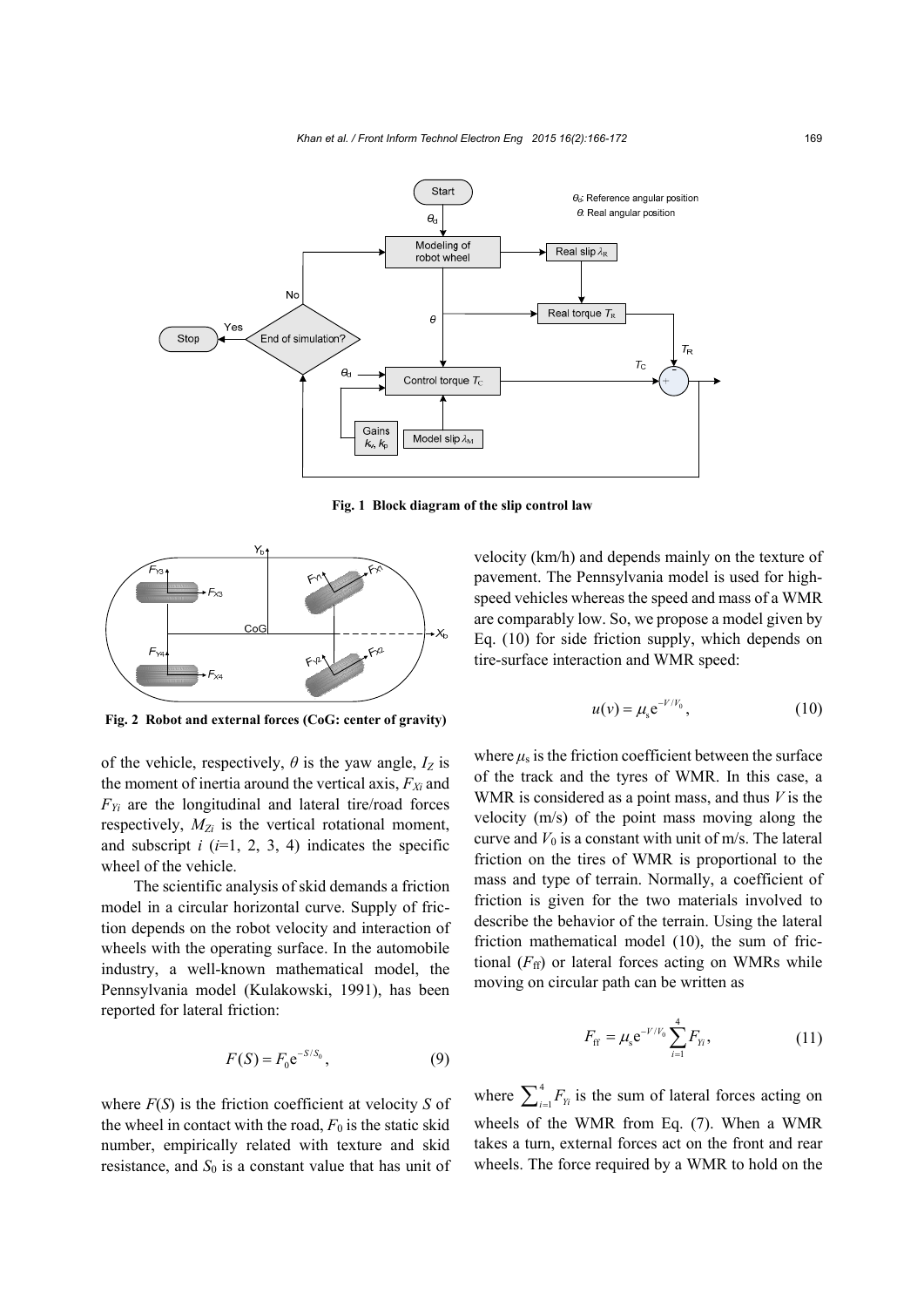Fig. 1 Block diagram of the slip control law

Fig. 2 Robot and external forces (CoG: center of gravity)

of the vehicle, respectively, $\theta$ is the yaw angle, $I_Z$ is the moment of inertia around the vertical axis, $F_{Xi}$ and $F_{Yi}$ are the longitudinal and lateral tire/road forces respectively, $M_{Zi}$ is the vertical rotational moment, and subscript $i$ ($i$=1, 2, 3, 4) indicates the specific wheel of the vehicle.

The scientific analysis of skid demands a friction model in a circular horizontal curve. Supply of friction depends on the robot velocity and interaction of wheels with the operating surface. In the automobile industry, a well-known mathematical model, the Pennsylvania model (Kulakowski, 1991), has been reported for lateral friction:

$$F(S) = F_0 e^{-S/S_0}, \tag{9}$$

where $F(S)$ is the friction coefficient at velocity $S$ of the wheel in contact with the road, $F_0$ is the static skid number, empirically related with texture and skid resistance, and $S_0$ is a constant value that has unit of velocity (km/h) and depends mainly on the texture of pavement. The Pennsylvania model is used for high-speed vehicles whereas the speed and mass of a WMR are comparably low. So, we propose a model given by Eq. (10) for side friction supply, which depends on tire-surface interaction and WMR speed:

$$u(v) = \mu_s e^{-V/V_0}, \tag{10}$$

where $\mu_s$ is the friction coefficient between the surface of the track and the tyres of WMR. In this case, a WMR is considered as a point mass, and thus $V$ is the velocity (m/s) of the point mass moving along the curve and $V_0$ is a constant with unit of m/s. The lateral friction on the tires of WMR is proportional to the mass and type of terrain. Normally, a coefficient of friction is given for the two materials involved to describe the behavior of the terrain. Using the lateral friction mathematical model (10), the sum of frictional ($F_{ff}$) or lateral forces acting on WMRs while moving on circular path can be written as

$$F_{ff} = \mu_s e^{-V/V_0} \sum_{i=1}^{4} F_{Yi}, \tag{11}$$

where $\sum_{i=1}^{4} F_{Yi}$ is the sum of lateral forces acting on wheels of the WMR from Eq. (7). When a WMR takes a turn, external forces act on the front and rear wheels. The force required by a WMR to hold on the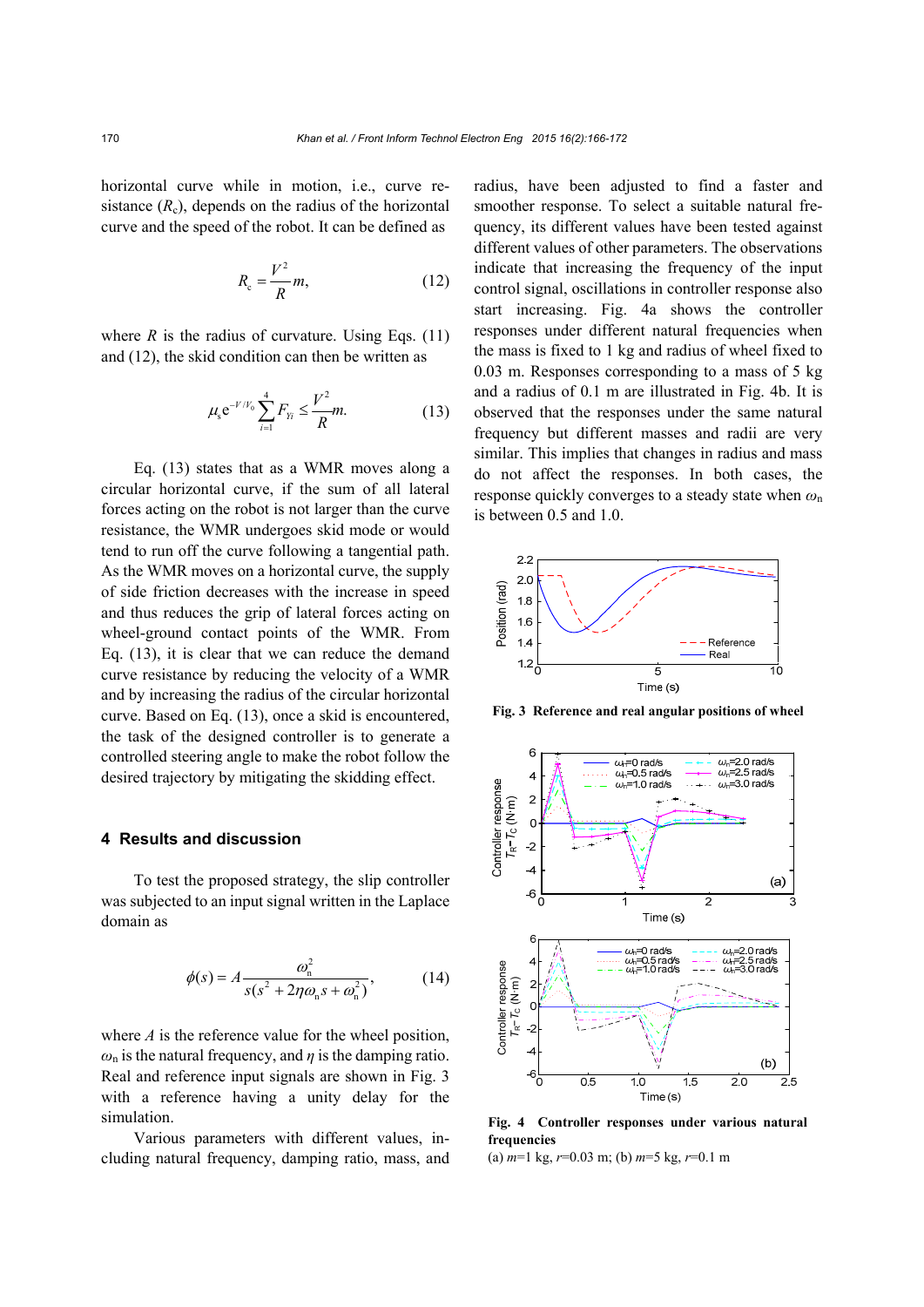horizontal curve while in motion, i.e., curve resistance ($R_c$), depends on the radius of the horizontal curve and the speed of the robot. It can be defined as

$$R_c = \frac{V^2}{R}m, \tag{12}$$

where $R$ is the radius of curvature. Using Eqs. (11) and (12), the skid condition can then be written as

$$\mu_s e^{-V/V_0} \sum_{i=1}^{4} F_{Yi} \le \frac{V^2}{R}m. \tag{13}$$

Eq. (13) states that as a WMR moves along a circular horizontal curve, if the sum of all lateral forces acting on the robot is not larger than the curve resistance, the WMR undergoes skid mode or would tend to run off the curve following a tangential path. As the WMR moves on a horizontal curve, the supply of side friction decreases with the increase in speed and thus reduces the grip of lateral forces acting on wheel-ground contact points of the WMR. From Eq. (13), it is clear that we can reduce the demand curve resistance by reducing the velocity of a WMR and by increasing the radius of the circular horizontal curve. Based on Eq. (13), once a skid is encountered, the task of the designed controller is to generate a controlled steering angle to make the robot follow the desired trajectory by mitigating the skidding effect.

## 4 Results and discussion

To test the proposed strategy, the slip controller was subjected to an input signal written in the Laplace domain as

$$\phi(s) = A\frac{\omega_n^2}{s(s^2 + 2\eta\omega_n s + \omega_n^2)}, \tag{14}$$

where $A$ is the reference value for the wheel position, $\omega_n$ is the natural frequency, and $\eta$ is the damping ratio. Real and reference input signals are shown in Fig. 3 with a reference having a unity delay for the simulation.

Various parameters with different values, including natural frequency, damping ratio, mass, and radius, have been adjusted to find a faster and smoother response. To select a suitable natural frequency, its different values have been tested against different values of other parameters. The observations indicate that increasing the frequency of the input control signal, oscillations in controller response also start increasing. Fig. 4a shows the controller responses under different natural frequencies when the mass is fixed to 1 kg and radius of wheel fixed to 0.03 m. Responses corresponding to a mass of 5 kg and a radius of 0.1 m are illustrated in Fig. 4b. It is observed that the responses under the same natural frequency but different masses and radii are very similar. This implies that changes in radius and mass do not affect the responses. In both cases, the response quickly converges to a steady state when $\omega_n$ is between 0.5 and 1.0.

**Fig. 3 Reference and real angular positions of wheel**

**Fig. 4 Controller responses under various natural frequencies**

(a) $m$=1 kg, $r$=0.03 m; (b) $m$=5 kg, $r$=0.1 m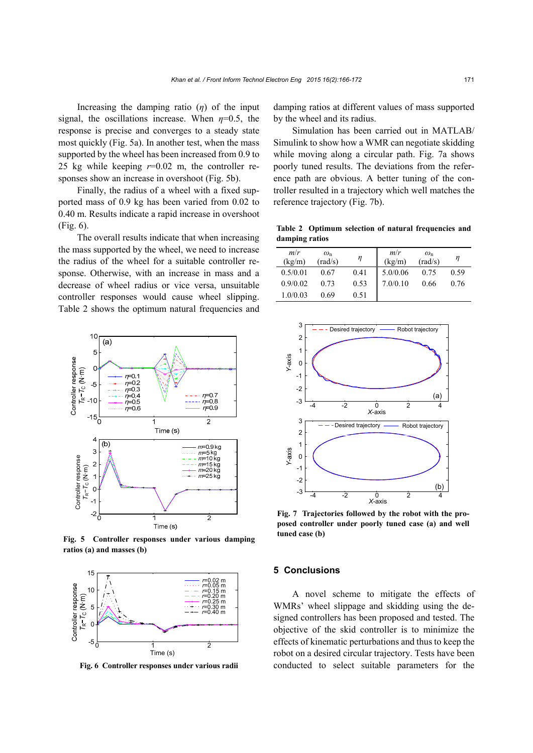Increasing the damping ratio ($\eta$) of the input signal, the oscillations increase. When $\eta$=0.5, the response is precise and converges to a steady state most quickly (Fig. 5a). In another test, when the mass supported by the wheel has been increased from 0.9 to 25 kg while keeping $r$=0.02 m, the controller responses show an increase in overshoot (Fig. 5b).

Finally, the radius of a wheel with a fixed supported mass of 0.9 kg has been varied from 0.02 to 0.40 m. Results indicate a rapid increase in overshoot (Fig. 6).

The overall results indicate that when increasing the mass supported by the wheel, we need to increase the radius of the wheel for a suitable controller response. Otherwise, with an increase in mass and a decrease of wheel radius or vice versa, unsuitable controller responses would cause wheel slipping. Table 2 shows the optimum natural frequencies and damping ratios at different values of mass supported by the wheel and its radius.

**Fig. 5 Controller responses under various damping ratios (a) and masses (b)**

**Fig. 6 Controller responses under various radii**

Simulation has been carried out in MATLAB/Simulink to show how a WMR can negotiate skidding while moving along a circular path. Fig. 7a shows poorly tuned results. The deviations from the reference path are obvious. A better tuning of the controller resulted in a trajectory which well matches the reference trajectory (Fig. 7b).

**Table 2 Optimum selection of natural frequencies and damping ratios**

| $m/r$ (kg/m) | $\omega_n$ (rad/s) | $\eta$ | $m/r$ (kg/m) | $\omega_n$ (rad/s) | $\eta$ |
|---|---|---|---|---|---|
| 0.5/0.01 | 0.67 | 0.41 | 5.0/0.06 | 0.75 | 0.59 |
| 0.9/0.02 | 0.73 | 0.53 | 7.0/0.10 | 0.66 | 0.76 |
| 1.0/0.03 | 0.69 | 0.51 | | | |

**Fig. 7 Trajectories followed by the robot with the proposed controller under poorly tuned case (a) and well tuned case (b)**

## 5 Conclusions

A novel scheme to mitigate the effects of WMRs' wheel slippage and skidding using the designed controllers has been proposed and tested. The objective of the skid controller is to minimize the effects of kinematic perturbations and thus to keep the robot on a desired circular trajectory. Tests have been conducted to select suitable parameters for the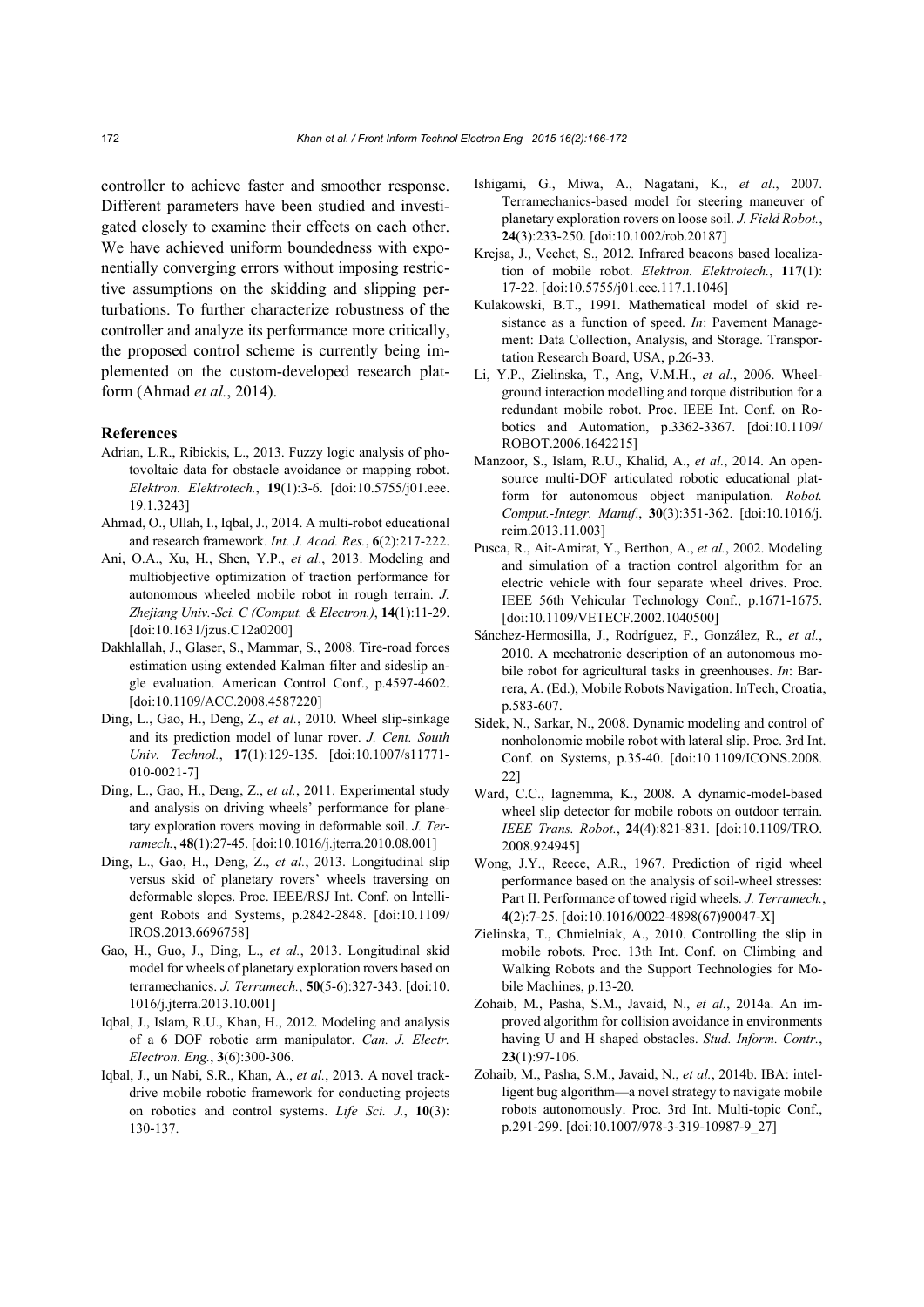controller to achieve faster and smoother response. Different parameters have been studied and investigated closely to examine their effects on each other. We have achieved uniform boundedness with exponentially converging errors without imposing restrictive assumptions on the skidding and slipping perturbations. To further characterize robustness of the controller and analyze its performance more critically, the proposed control scheme is currently being implemented on the custom-developed research platform (Ahmad *et al.*, 2014).

## References

Adrian, L.R., Ribickis, L., 2013. Fuzzy logic analysis of photovoltaic data for obstacle avoidance or mapping robot. *Elektron. Elektrotech.*, **19**(1):3-6. [doi:10.5755/j01.eee.19.1.3243]

Ahmad, O., Ullah, I., Iqbal, J., 2014. A multi-robot educational and research framework. *Int. J. Acad. Res.*, **6**(2):217-222.

Ani, O.A., Xu, H., Shen, Y.P., *et al*., 2013. Modeling and multiobjective optimization of traction performance for autonomous wheeled mobile robot in rough terrain. *J. Zhejiang Univ.-Sci. C (Comput. & Electron.)*, **14**(1):11-29. [doi:10.1631/jzus.C12a0200]

Dakhlallah, J., Glaser, S., Mammar, S., 2008. Tire-road forces estimation using extended Kalman filter and sideslip angle evaluation. American Control Conf., p.4597-4602. [doi:10.1109/ACC.2008.4587220]

Ding, L., Gao, H., Deng, Z., *et al.*, 2010. Wheel slip-sinkage and its prediction model of lunar rover. *J. Cent. South Univ. Technol.*, **17**(1):129-135. [doi:10.1007/s11771-010-0021-7]

Ding, L., Gao, H., Deng, Z., *et al.*, 2011. Experimental study and analysis on driving wheels' performance for planetary exploration rovers moving in deformable soil. *J. Terramech.*, **48**(1):27-45. [doi:10.1016/j.jterra.2010.08.001]

Ding, L., Gao, H., Deng, Z., *et al.*, 2013. Longitudinal slip versus skid of planetary rovers' wheels traversing on deformable slopes. Proc. IEEE/RSJ Int. Conf. on Intelligent Robots and Systems, p.2842-2848. [doi:10.1109/IROS.2013.6696758]

Gao, H., Guo, J., Ding, L., *et al.*, 2013. Longitudinal skid model for wheels of planetary exploration rovers based on terramechanics. *J. Terramech.*, **50**(5-6):327-343. [doi:10.1016/j.jterra.2013.10.001]

Iqbal, J., Islam, R.U., Khan, H., 2012. Modeling and analysis of a 6 DOF robotic arm manipulator. *Can. J. Electr. Electron. Eng.*, **3**(6):300-306.

Iqbal, J., un Nabi, S.R., Khan, A., *et al.*, 2013. A novel track-drive mobile robotic framework for conducting projects on robotics and control systems. *Life Sci. J.*, **10**(3):130-137.

Ishigami, G., Miwa, A., Nagatani, K., *et al*., 2007. Terramechanics-based model for steering maneuver of planetary exploration rovers on loose soil. *J. Field Robot.*, **24**(3):233-250. [doi:10.1002/rob.20187]

Krejsa, J., Vechet, S., 2012. Infrared beacons based localization of mobile robot. *Elektron. Elektrotech.*, **117**(1):17-22. [doi:10.5755/j01.eee.117.1.1046]

Kulakowski, B.T., 1991. Mathematical model of skid resistance as a function of speed. *In*: Pavement Management: Data Collection, Analysis, and Storage. Transportation Research Board, USA, p.26-33.

Li, Y.P., Zielinska, T., Ang, V.M.H., *et al.*, 2006. Wheel-ground interaction modelling and torque distribution for a redundant mobile robot. Proc. IEEE Int. Conf. on Robotics and Automation, p.3362-3367. [doi:10.1109/ROBOT.2006.1642215]

Manzoor, S., Islam, R.U., Khalid, A., *et al.*, 2014. An open-source multi-DOF articulated robotic educational platform for autonomous object manipulation. *Robot. Comput.-Integr. Manuf*., **30**(3):351-362. [doi:10.1016/j.rcim.2013.11.003]

Pusca, R., Ait-Amirat, Y., Berthon, A., *et al.*, 2002. Modeling and simulation of a traction control algorithm for an electric vehicle with four separate wheel drives. Proc. IEEE 56th Vehicular Technology Conf., p.1671-1675. [doi:10.1109/VETECF.2002.1040500]

Sánchez-Hermosilla, J., Rodríguez, F., González, R., *et al.*, 2010. A mechatronic description of an autonomous mobile robot for agricultural tasks in greenhouses. *In*: Barrera, A. (Ed.), Mobile Robots Navigation. InTech, Croatia, p.583-607.

Sidek, N., Sarkar, N., 2008. Dynamic modeling and control of nonholonomic mobile robot with lateral slip. Proc. 3rd Int. Conf. on Systems, p.35-40. [doi:10.1109/ICONS.2008.22]

Ward, C.C., Iagnemma, K., 2008. A dynamic-model-based wheel slip detector for mobile robots on outdoor terrain. *IEEE Trans. Robot.*, **24**(4):821-831. [doi:10.1109/TRO.2008.924945]

Wong, J.Y., Reece, A.R., 1967. Prediction of rigid wheel performance based on the analysis of soil-wheel stresses: Part II. Performance of towed rigid wheels. *J. Terramech.*, **4**(2):7-25. [doi:10.1016/0022-4898(67)90047-X]

Zielinska, T., Chmielniak, A., 2010. Controlling the slip in mobile robots. Proc. 13th Int. Conf. on Climbing and Walking Robots and the Support Technologies for Mobile Machines, p.13-20.

Zohaib, M., Pasha, S.M., Javaid, N., *et al.*, 2014a. An improved algorithm for collision avoidance in environments having U and H shaped obstacles. *Stud. Inform. Contr.*, **23**(1):97-106.

Zohaib, M., Pasha, S.M., Javaid, N., *et al.*, 2014b. IBA: intelligent bug algorithm—a novel strategy to navigate mobile robots autonomously. Proc. 3rd Int. Multi-topic Conf., p.291-299. [doi:10.1007/978-3-319-10987-9_27]